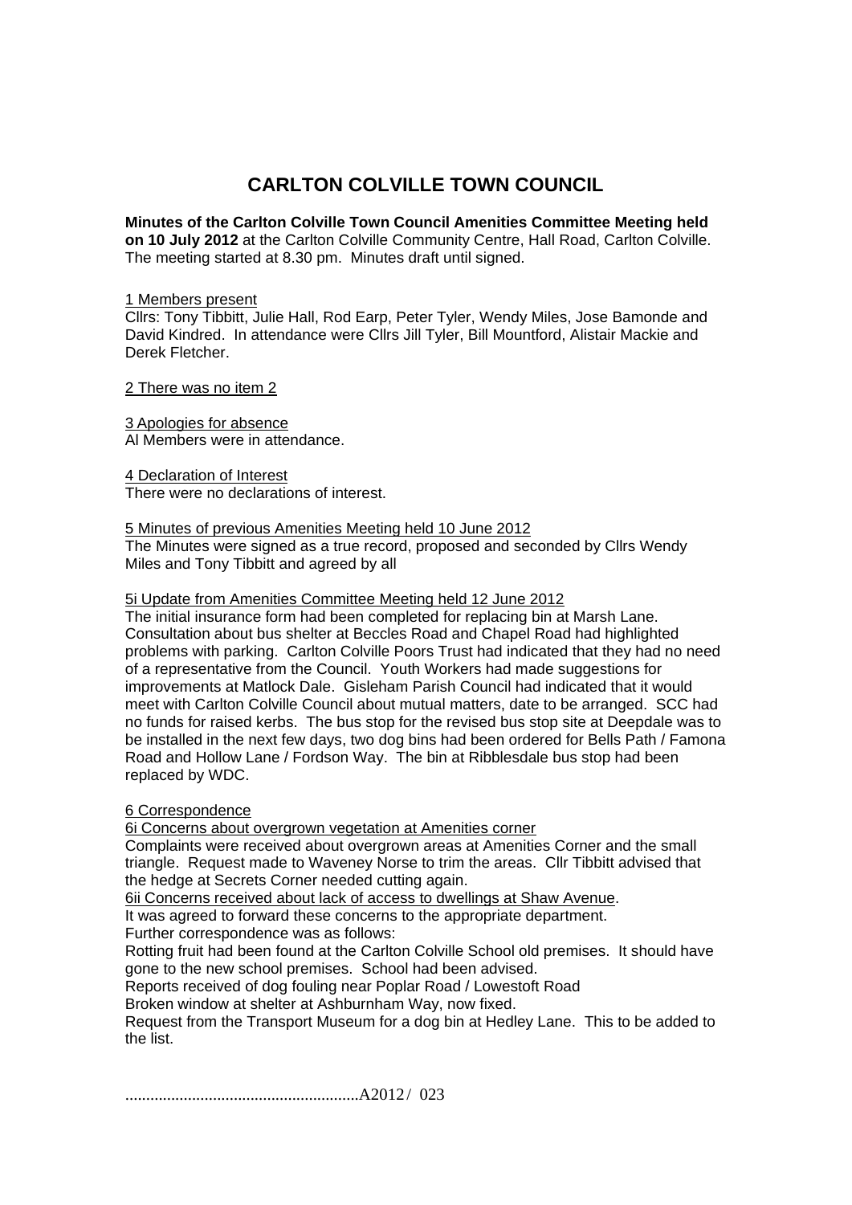# CARLTON COLVILLE TOWN COUNCIL

**Minutes of the Carlton Colville Town Council Amenities Committee Meeting held on 10 July 2012** at the Carlton Colville Community Centre, Hall Road, Carlton Colville. The meeting started at 8.30 pm. Minutes draft until signed.

1 Members present

Cllrs: Tony Tibbitt, Julie Hall, Rod Earp, Peter Tyler, Wendy Miles, Jose Bamonde and David Kindred. In attendance were Cllrs Jill Tyler, Bill Mountford, Alistair Mackie and Derek Fletcher.

2 There was no item 2

3 Apologies for absence

Al Members were in attendance.

4 Declaration of Interest

There were no declarations of interest.

5 Minutes of previous Amenities Meeting held 10 June 2012

The Minutes were signed as a true record, proposed and seconded by Cllrs Wendy Miles and Tony Tibbitt and agreed by all

5i Update from Amenities Committee Meeting held 12 June 2012

The initial insurance form had been completed for replacing bin at Marsh Lane. Consultation about bus shelter at Beccles Road and Chapel Road had highlighted problems with parking. Carlton Colville Poors Trust had indicated that they had no need of a representative from the Council. Youth Workers had made suggestions for improvements at Matlock Dale. Gisleham Parish Council had indicated that it would meet with Carlton Colville Council about mutual matters, date to be arranged. SCC had no funds for raised kerbs. The bus stop for the revised bus stop site at Deepdale was to be installed in the next few days, two dog bins had been ordered for Bells Path / Famona Road and Hollow Lane / Fordson Way. The bin at Ribblesdale bus stop had been replaced by WDC.

6 Correspondence

6i Concerns about overgrown vegetation at Amenities corner

Complaints were received about overgrown areas at Amenities Corner and the small triangle. Request made to Waveney Norse to trim the areas. Cllr Tibbitt advised that the hedge at Secrets Corner needed cutting again.

6ii Concerns received about lack of access to dwellings at Shaw Avenue.

It was agreed to forward these concerns to the appropriate department.

Further correspondence was as follows:

Rotting fruit had been found at the Carlton Colville School old premises. It should have gone to the new school premises. School had been advised.

Reports received of dog fouling near Poplar Road / Lowestoft Road

Broken window at shelter at Ashburnham Way, now fixed.

Request from the Transport Museum for a dog bin at Hedley Lane. This to be added to the list.

........................................................A2012 / 023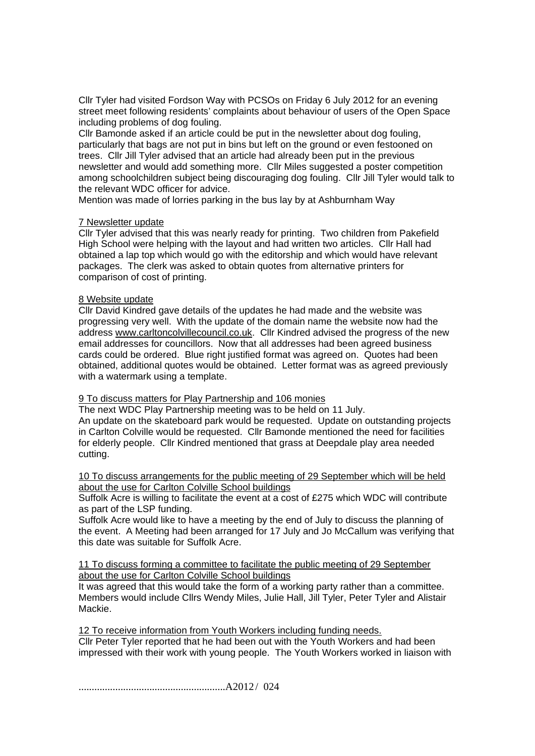Cllr Tyler had visited Fordson Way with PCSOs on Friday 6 July 2012 for an evening street meet following residents' complaints about behaviour of users of the Open Space including problems of dog fouling.
Cllr Bamonde asked if an article could be put in the newsletter about dog fouling, particularly that bags are not put in bins but left on the ground or even festooned on trees. Cllr Jill Tyler advised that an article had already been put in the previous newsletter and would add something more. Cllr Miles suggested a poster competition among schoolchildren subject being discouraging dog fouling. Cllr Jill Tyler would talk to the relevant WDC officer for advice.
Mention was made of lorries parking in the bus lay by at Ashburnham Way

7 Newsletter update
Cllr Tyler advised that this was nearly ready for printing. Two children from Pakefield High School were helping with the layout and had written two articles. Cllr Hall had obtained a lap top which would go with the editorship and which would have relevant packages. The clerk was asked to obtain quotes from alternative printers for comparison of cost of printing.

8 Website update
Cllr David Kindred gave details of the updates he had made and the website was progressing very well. With the update of the domain name the website now had the address www.carltoncolvillecouncil.co.uk. Cllr Kindred advised the progress of the new email addresses for councillors. Now that all addresses had been agreed business cards could be ordered. Blue right justified format was agreed on. Quotes had been obtained, additional quotes would be obtained. Letter format was as agreed previously with a watermark using a template.

9 To discuss matters for Play Partnership and 106 monies
The next WDC Play Partnership meeting was to be held on 11 July.
An update on the skateboard park would be requested. Update on outstanding projects in Carlton Colville would be requested. Cllr Bamonde mentioned the need for facilities for elderly people. Cllr Kindred mentioned that grass at Deepdale play area needed cutting.

10 To discuss arrangements for the public meeting of 29 September which will be held about the use for Carlton Colville School buildings
Suffolk Acre is willing to facilitate the event at a cost of £275 which WDC will contribute as part of the LSP funding.
Suffolk Acre would like to have a meeting by the end of July to discuss the planning of the event. A Meeting had been arranged for 17 July and Jo McCallum was verifying that this date was suitable for Suffolk Acre.

11 To discuss forming a committee to facilitate the public meeting of 29 September about the use for Carlton Colville School buildings
It was agreed that this would take the form of a working party rather than a committee. Members would include Cllrs Wendy Miles, Julie Hall, Jill Tyler, Peter Tyler and Alistair Mackie.

12 To receive information from Youth Workers including funding needs.
Cllr Peter Tyler reported that he had been out with the Youth Workers and had been impressed with their work with young people. The Youth Workers worked in liaison with

........................................................A2012 / 024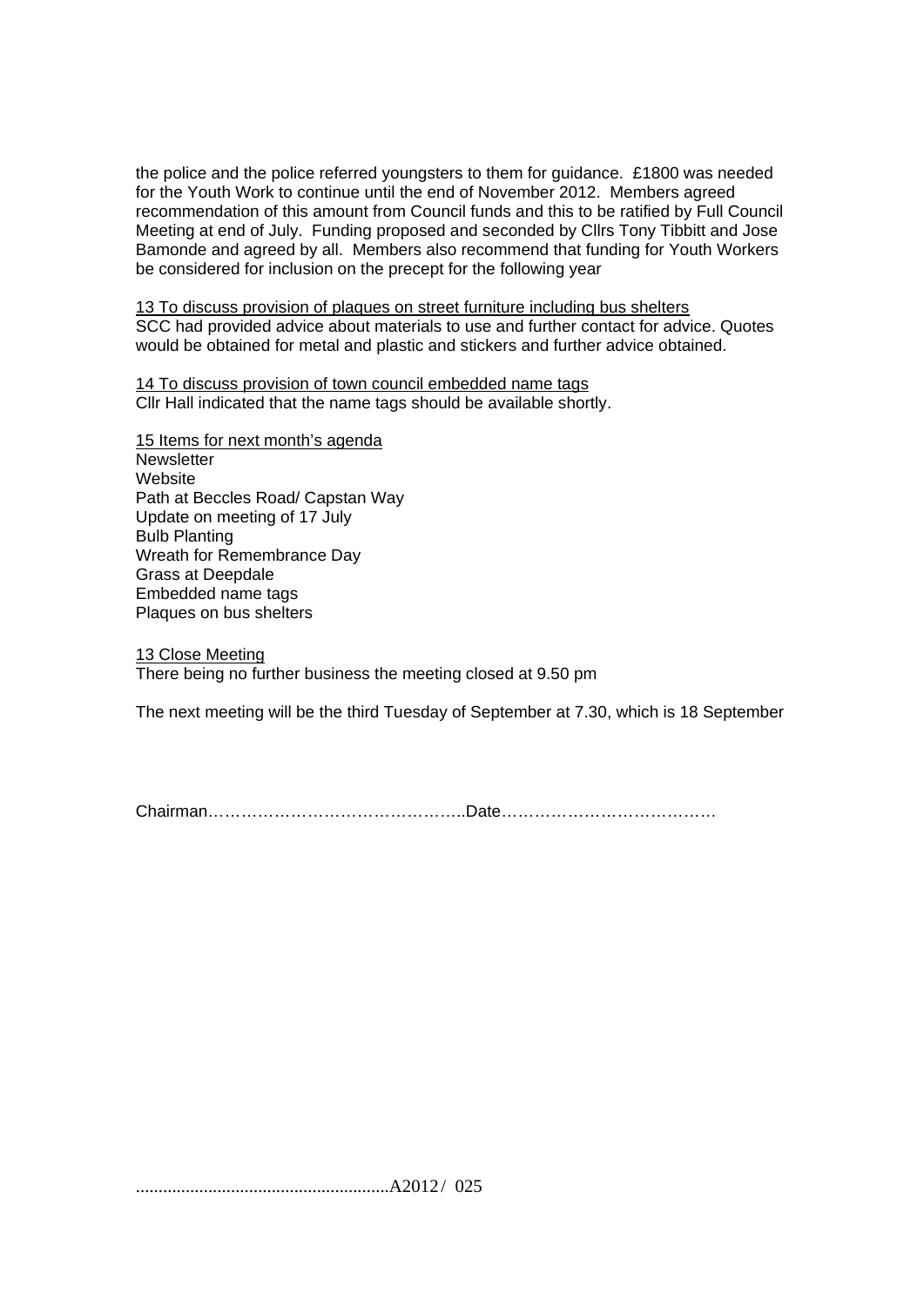the police and the police referred youngsters to them for guidance. £1800 was needed for the Youth Work to continue until the end of November 2012. Members agreed recommendation of this amount from Council funds and this to be ratified by Full Council Meeting at end of July. Funding proposed and seconded by Cllrs Tony Tibbitt and Jose Bamonde and agreed by all. Members also recommend that funding for Youth Workers be considered for inclusion on the precept for the following year

<u>13 To discuss provision of plaques on street furniture including bus shelters</u>
SCC had provided advice about materials to use and further contact for advice. Quotes would be obtained for metal and plastic and stickers and further advice obtained.

<u>14 To discuss provision of town council embedded name tags</u>
Cllr Hall indicated that the name tags should be available shortly.

<u>15 Items for next month's agenda</u>
Newsletter
Website
Path at Beccles Road/ Capstan Way
Update on meeting of 17 July
Bulb Planting
Wreath for Remembrance Day
Grass at Deepdale
Embedded name tags
Plaques on bus shelters

<u>13 Close Meeting</u>
There being no further business the meeting closed at 9.50 pm

The next meeting will be the third Tuesday of September at 7.30, which is 18 September

Chairman………………………………………..Date…………………………………

.......................................................A2012 / 025